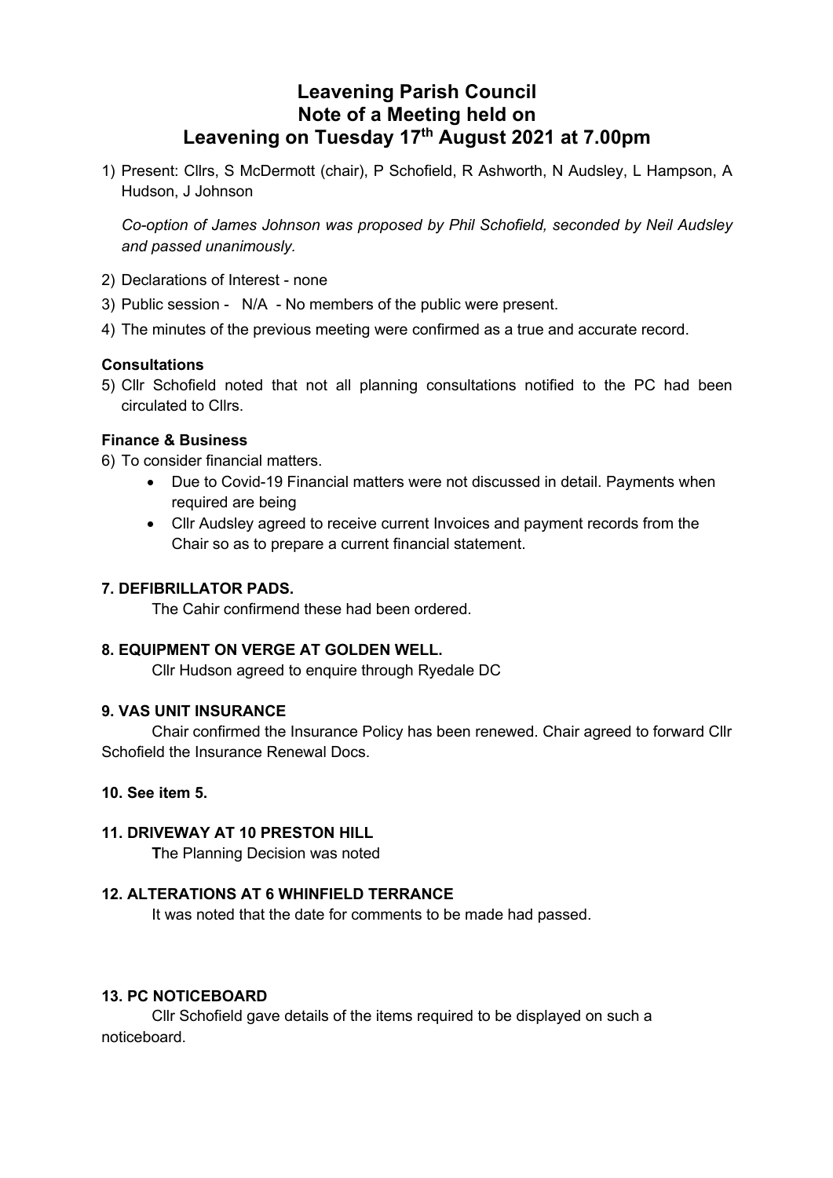# Leavening Parish Council
# Note of a Meeting held on
# Leavening on Tuesday 17th August 2021 at 7.00pm

1) Present: Cllrs, S McDermott (chair), P Schofield, R Ashworth, N Audsley, L Hampson, A Hudson, J Johnson

   *Co-option of James Johnson was proposed by Phil Schofield, seconded by Neil Audsley and passed unanimously.*

2) Declarations of Interest - none
3) Public session - N/A - No members of the public were present.
4) The minutes of the previous meeting were confirmed as a true and accurate record.

**Consultations**

5) Cllr Schofield noted that not all planning consultations notified to the PC had been circulated to Cllrs.

**Finance & Business**

6) To consider financial matters.
   - Due to Covid-19 Financial matters were not discussed in detail. Payments when required are being
   - Cllr Audsley agreed to receive current Invoices and payment records from the Chair so as to prepare a current financial statement.

**7. DEFIBRILLATOR PADS.**

The Cahir confirmend these had been ordered.

**8. EQUIPMENT ON VERGE AT GOLDEN WELL.**

Cllr Hudson agreed to enquire through Ryedale DC

**9. VAS UNIT INSURANCE**

Chair confirmed the Insurance Policy has been renewed. Chair agreed to forward Cllr Schofield the Insurance Renewal Docs.

**10. See item 5.**

**11. DRIVEWAY AT 10 PRESTON HILL**

**T**he Planning Decision was noted

**12. ALTERATIONS AT 6 WHINFIELD TERRANCE**

It was noted that the date for comments to be made had passed.

**13. PC NOTICEBOARD**

Cllr Schofield gave details of the items required to be displayed on such a noticeboard.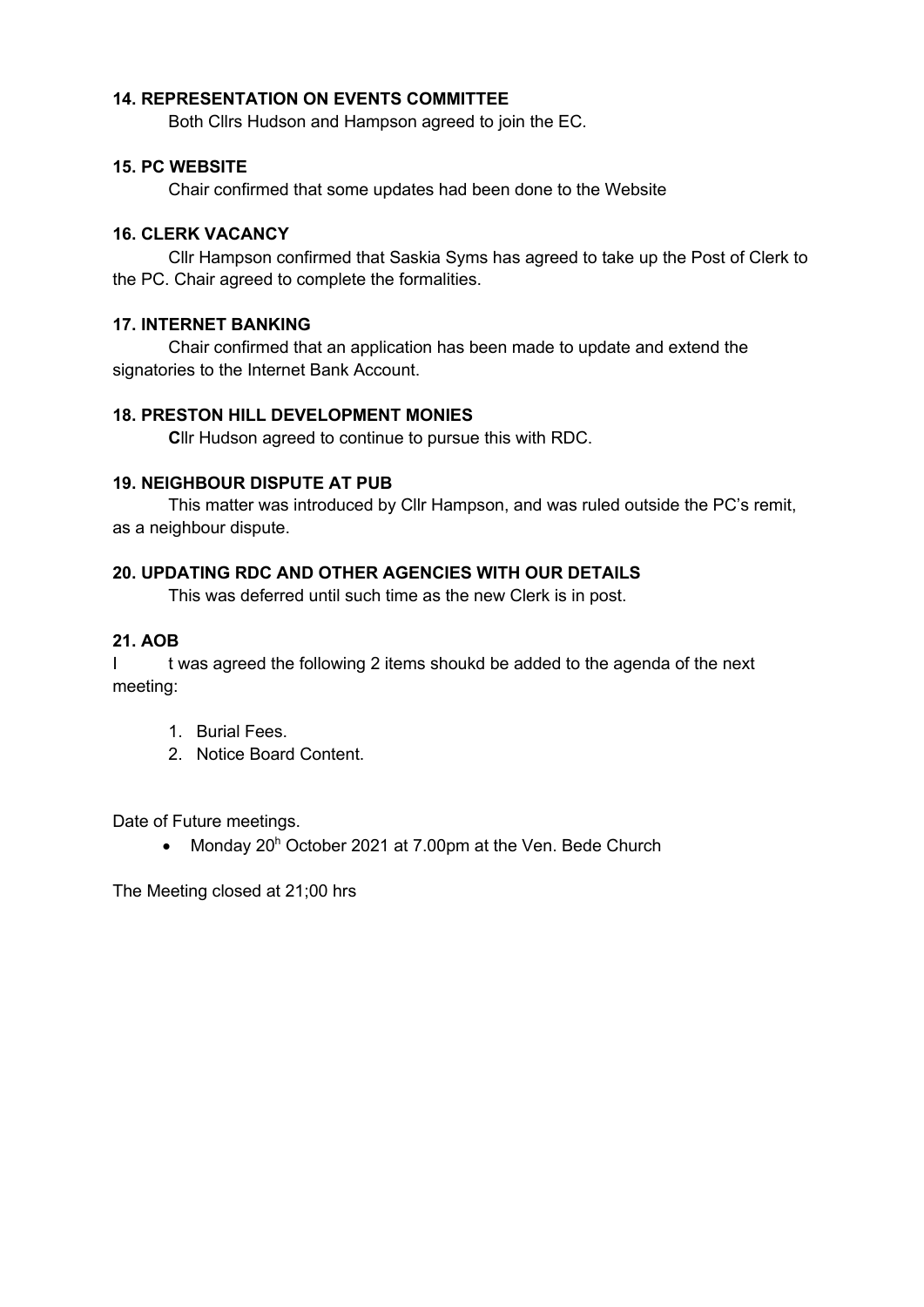### 14. REPRESENTATION ON EVENTS COMMITTEE

Both Cllrs Hudson and Hampson agreed to join the EC.

### 15. PC WEBSITE

Chair confirmed that some updates had been done to the Website

### 16. CLERK VACANCY

Cllr Hampson confirmed that Saskia Syms has agreed to take up the Post of Clerk to the PC. Chair agreed to complete the formalities.

### 17. INTERNET BANKING

Chair confirmed that an application has been made to update and extend the signatories to the Internet Bank Account.

### 18. PRESTON HILL DEVELOPMENT MONIES

**C**llr Hudson agreed to continue to pursue this with RDC.

### 19. NEIGHBOUR DISPUTE AT PUB

This matter was introduced by Cllr Hampson, and was ruled outside the PC's remit, as a neighbour dispute.

### 20. UPDATING RDC AND OTHER AGENCIES WITH OUR DETAILS

This was deferred until such time as the new Clerk is in post.

### 21. AOB

I t was agreed the following 2 items shoukd be added to the agenda of the next meeting:

1. Burial Fees.
2. Notice Board Content.

Date of Future meetings.

- Monday 20h October 2021 at 7.00pm at the Ven. Bede Church

The Meeting closed at 21;00 hrs